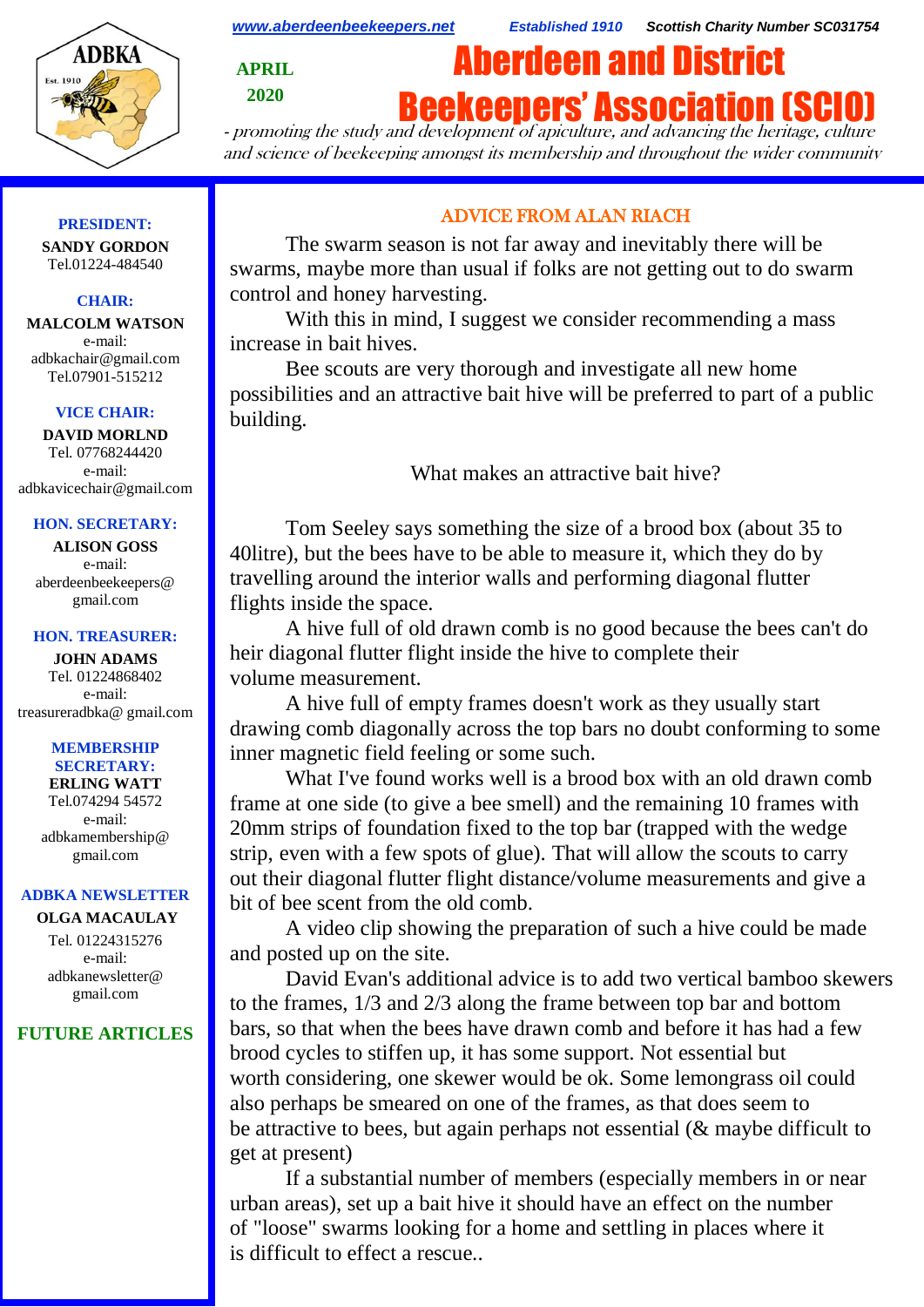www.aberdeenbeekeepers.net     Established 1910     Scottish Charity Number SC031754

APRIL 2020

# Aberdeen and District Beekeepers' Association (SCIO)

*- promoting the study and development of apiculture, and advancing the heritage, culture and science of beekeeping amongst its membership and throughout the wider community*

**PRESIDENT:**
**SANDY GORDON**
Tel.01224-484540

**CHAIR:**
**MALCOLM WATSON**
e-mail:
adbkachair@gmail.com
Tel.07901-515212

**VICE CHAIR:**
**DAVID MORLND**
Tel. 07768244420
e-mail:
adbkavicechair@gmail.com

**HON. SECRETARY:**
**ALISON GOSS**
e-mail:
aberdeenbeekeepers@gmail.com

**HON. TREASURER:**
**JOHN ADAMS**
Tel. 01224868402
e-mail:
treasureradbka@ gmail.com

**MEMBERSHIP SECRETARY:**
**ERLING WATT**
Tel.074294 54572
e-mail:
adbkamembership@gmail.com

**ADBKA NEWSLETTER**
**OLGA MACAULAY**
Tel. 01224315276
e-mail:
adbkanewsletter@gmail.com

**FUTURE ARTICLES**

## ADVICE FROM ALAN RIACH

The swarm season is not far away and inevitably there will be swarms, maybe more than usual if folks are not getting out to do swarm control and honey harvesting.

With this in mind, I suggest we consider recommending a mass increase in bait hives.

Bee scouts are very thorough and investigate all new home possibilities and an attractive bait hive will be preferred to part of a public building.

What makes an attractive bait hive?

Tom Seeley says something the size of a brood box (about 35 to 40litre), but the bees have to be able to measure it, which they do by travelling around the interior walls and performing diagonal flutter flights inside the space.

A hive full of old drawn comb is no good because the bees can't do heir diagonal flutter flight inside the hive to complete their volume measurement.

A hive full of empty frames doesn't work as they usually start drawing comb diagonally across the top bars no doubt conforming to some inner magnetic field feeling or some such.

What I've found works well is a brood box with an old drawn comb frame at one side (to give a bee smell) and the remaining 10 frames with 20mm strips of foundation fixed to the top bar (trapped with the wedge strip, even with a few spots of glue). That will allow the scouts to carry out their diagonal flutter flight distance/volume measurements and give a bit of bee scent from the old comb.

A video clip showing the preparation of such a hive could be made and posted up on the site.

David Evan's additional advice is to add two vertical bamboo skewers to the frames, 1/3 and 2/3 along the frame between top bar and bottom bars, so that when the bees have drawn comb and before it has had a few brood cycles to stiffen up, it has some support. Not essential but worth considering, one skewer would be ok. Some lemongrass oil could also perhaps be smeared on one of the frames, as that does seem to be attractive to bees, but again perhaps not essential (& maybe difficult to get at present)

If a substantial number of members (especially members in or near urban areas), set up a bait hive it should have an effect on the number of "loose" swarms looking for a home and settling in places where it is difficult to effect a rescue..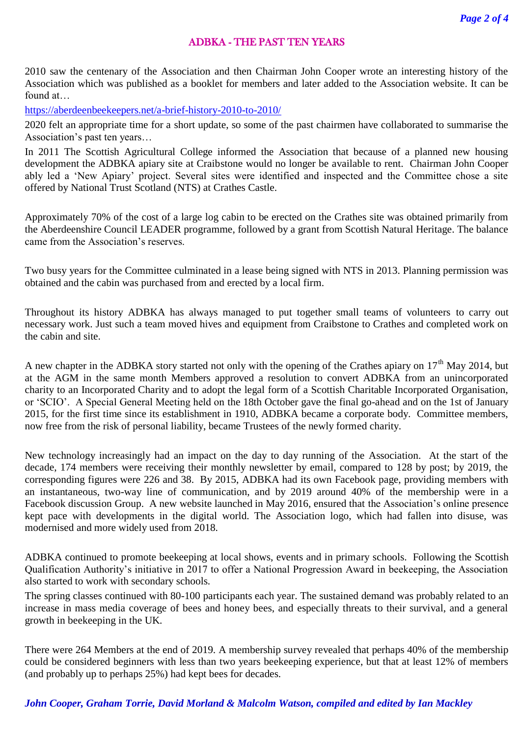# ADBKA - THE PAST TEN YEARS

2010 saw the centenary of the Association and then Chairman John Cooper wrote an interesting history of the Association which was published as a booklet for members and later added to the Association website. It can be found at…

https://aberdeenbeekeepers.net/a-brief-history-2010-to-2010/

2020 felt an appropriate time for a short update, so some of the past chairmen have collaborated to summarise the Association's past ten years…

In 2011 The Scottish Agricultural College informed the Association that because of a planned new housing development the ADBKA apiary site at Craibstone would no longer be available to rent. Chairman John Cooper ably led a 'New Apiary' project. Several sites were identified and inspected and the Committee chose a site offered by National Trust Scotland (NTS) at Crathes Castle.

Approximately 70% of the cost of a large log cabin to be erected on the Crathes site was obtained primarily from the Aberdeenshire Council LEADER programme, followed by a grant from Scottish Natural Heritage. The balance came from the Association's reserves.

Two busy years for the Committee culminated in a lease being signed with NTS in 2013. Planning permission was obtained and the cabin was purchased from and erected by a local firm.

Throughout its history ADBKA has always managed to put together small teams of volunteers to carry out necessary work. Just such a team moved hives and equipment from Craibstone to Crathes and completed work on the cabin and site.

A new chapter in the ADBKA story started not only with the opening of the Crathes apiary on 17th May 2014, but at the AGM in the same month Members approved a resolution to convert ADBKA from an unincorporated charity to an Incorporated Charity and to adopt the legal form of a Scottish Charitable Incorporated Organisation, or 'SCIO'. A Special General Meeting held on the 18th October gave the final go-ahead and on the 1st of January 2015, for the first time since its establishment in 1910, ADBKA became a corporate body. Committee members, now free from the risk of personal liability, became Trustees of the newly formed charity.

New technology increasingly had an impact on the day to day running of the Association. At the start of the decade, 174 members were receiving their monthly newsletter by email, compared to 128 by post; by 2019, the corresponding figures were 226 and 38. By 2015, ADBKA had its own Facebook page, providing members with an instantaneous, two-way line of communication, and by 2019 around 40% of the membership were in a Facebook discussion Group. A new website launched in May 2016, ensured that the Association's online presence kept pace with developments in the digital world. The Association logo, which had fallen into disuse, was modernised and more widely used from 2018.

ADBKA continued to promote beekeeping at local shows, events and in primary schools. Following the Scottish Qualification Authority's initiative in 2017 to offer a National Progression Award in beekeeping, the Association also started to work with secondary schools.

The spring classes continued with 80-100 participants each year. The sustained demand was probably related to an increase in mass media coverage of bees and honey bees, and especially threats to their survival, and a general growth in beekeeping in the UK.

There were 264 Members at the end of 2019. A membership survey revealed that perhaps 40% of the membership could be considered beginners with less than two years beekeeping experience, but that at least 12% of members (and probably up to perhaps 25%) had kept bees for decades.

***John Cooper, Graham Torrie, David Morland & Malcolm Watson, compiled and edited by Ian Mackley***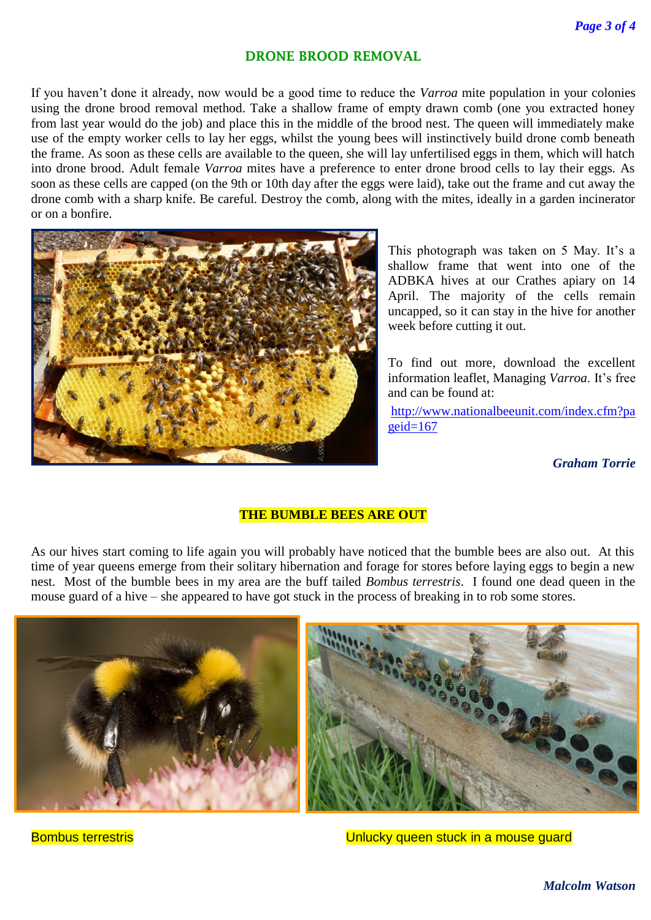## DRONE BROOD REMOVAL

If you haven't done it already, now would be a good time to reduce the *Varroa* mite population in your colonies using the drone brood removal method. Take a shallow frame of empty drawn comb (one you extracted honey from last year would do the job) and place this in the middle of the brood nest. The queen will immediately make use of the empty worker cells to lay her eggs, whilst the young bees will instinctively build drone comb beneath the frame. As soon as these cells are available to the queen, she will lay unfertilised eggs in them, which will hatch into drone brood. Adult female *Varroa* mites have a preference to enter drone brood cells to lay their eggs. As soon as these cells are capped (on the 9th or 10th day after the eggs were laid), take out the frame and cut away the drone comb with a sharp knife. Be careful. Destroy the comb, along with the mites, ideally in a garden incinerator or on a bonfire.

This photograph was taken on 5 May. It's a shallow frame that went into one of the ADBKA hives at our Crathes apiary on 14 April. The majority of the cells remain uncapped, so it can stay in the hive for another week before cutting it out.

To find out more, download the excellent information leaflet, Managing *Varroa*. It's free and can be found at:

[http://www.nationalbeeunit.com/index.cfm?pageid=167](http://www.nationalbeeunit.com/index.cfm?pageid=167)

***Graham Torrie***

## THE BUMBLE BEES ARE OUT

As our hives start coming to life again you will probably have noticed that the bumble bees are also out. At this time of year queens emerge from their solitary hibernation and forage for stores before laying eggs to begin a new nest. Most of the bumble bees in my area are the buff tailed *Bombus terrestris*. I found one dead queen in the mouse guard of a hive – she appeared to have got stuck in the process of breaking in to rob some stores.

Bombus terrestris

Unlucky queen stuck in a mouse guard

***Malcolm Watson***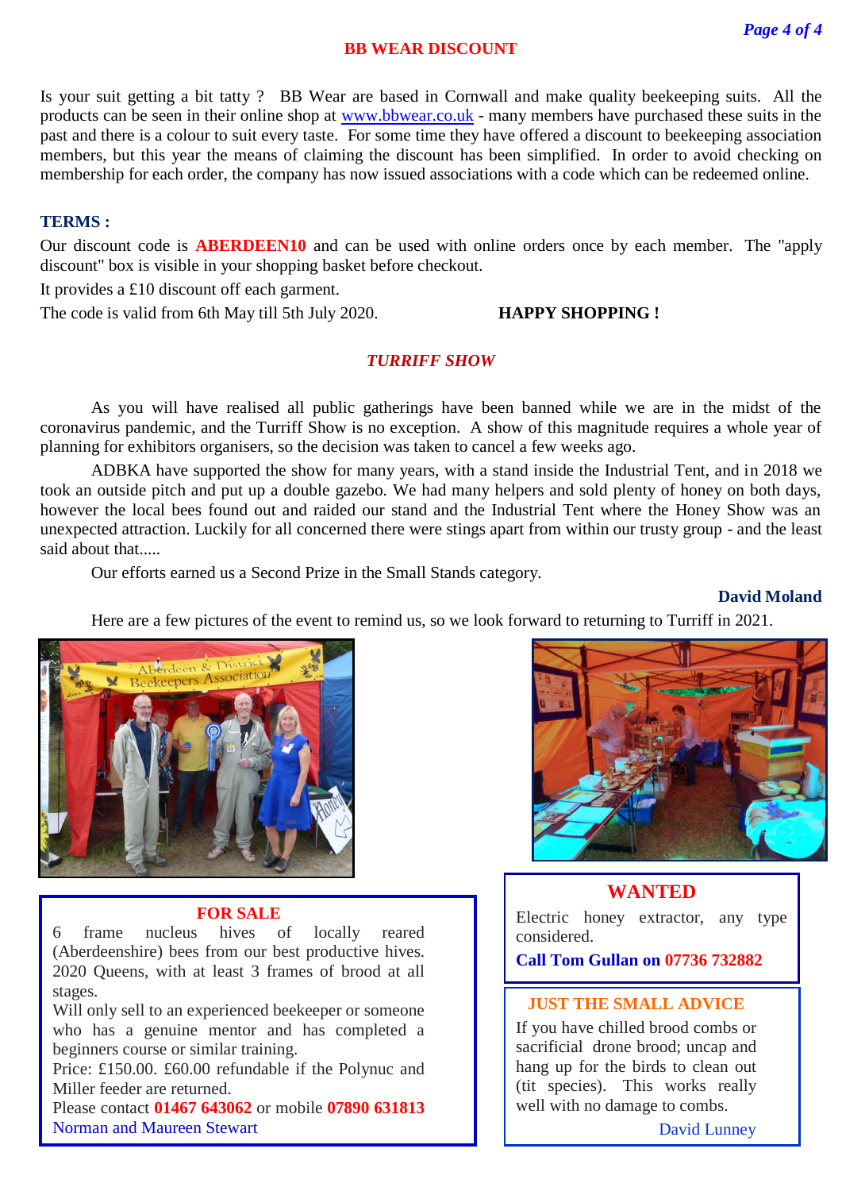## BB WEAR DISCOUNT

Is your suit getting a bit tatty ? BB Wear are based in Cornwall and make quality beekeeping suits. All the products can be seen in their online shop at www.bbwear.co.uk - many members have purchased these suits in the past and there is a colour to suit every taste. For some time they have offered a discount to beekeeping association members, but this year the means of claiming the discount has been simplified. In order to avoid checking on membership for each order, the company has now issued associations with a code which can be redeemed online.

**TERMS :**

Our discount code is **ABERDEEN10** and can be used with online orders once by each member. The "apply discount" box is visible in your shopping basket before checkout.

It provides a £10 discount off each garment.

The code is valid from 6th May till 5th July 2020. **HAPPY SHOPPING !**

## *TURRIFF SHOW*

As you will have realised all public gatherings have been banned while we are in the midst of the coronavirus pandemic, and the Turriff Show is no exception. A show of this magnitude requires a whole year of planning for exhibitors organisers, so the decision was taken to cancel a few weeks ago.

ADBKA have supported the show for many years, with a stand inside the Industrial Tent, and in 2018 we took an outside pitch and put up a double gazebo. We had many helpers and sold plenty of honey on both days, however the local bees found out and raided our stand and the Industrial Tent where the Honey Show was an unexpected attraction. Luckily for all concerned there were stings apart from within our trusty group - and the least said about that.....

Our efforts earned us a Second Prize in the Small Stands category.

**David Moland**

Here are a few pictures of the event to remind us, so we look forward to returning to Turriff in 2021.

### FOR SALE

6 frame nucleus hives of locally reared (Aberdeenshire) bees from our best productive hives. 2020 Queens, with at least 3 frames of brood at all stages.

Will only sell to an experienced beekeeper or someone who has a genuine mentor and has completed a beginners course or similar training.

Price: £150.00. £60.00 refundable if the Polynuc and Miller feeder are returned.

Please contact **01467 643062** or mobile **07890 631813**

Norman and Maureen Stewart

### WANTED

Electric honey extractor, any type considered.

**Call Tom Gullan on 07736 732882**

### JUST THE SMALL ADVICE

If you have chilled brood combs or sacrificial drone brood; uncap and hang up for the birds to clean out (tit species). This works really well with no damage to combs.

David Lunney